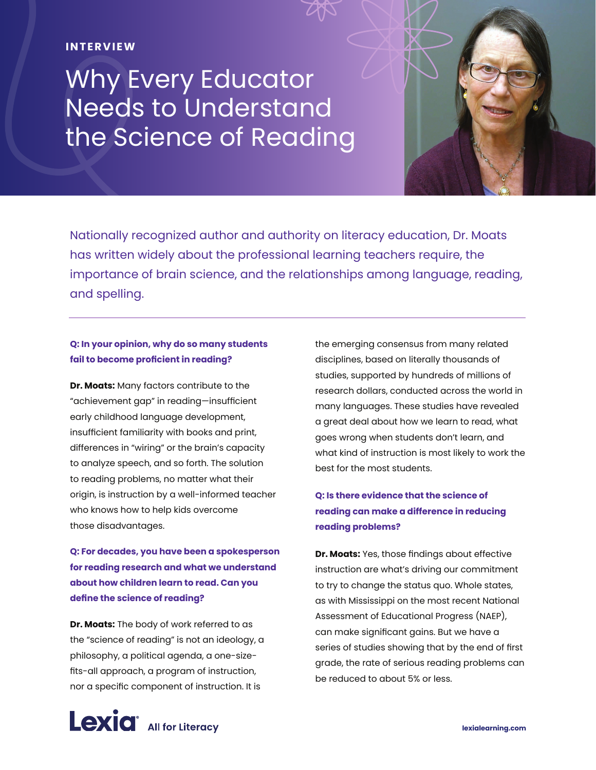INTERVIEW

# Why Every Educator Needs to Understand the Science of Reading

Nationally recognized author and authority on literacy education, Dr. Moats has written widely about the professional learning teachers require, the importance of brain science, and the relationships among language, reading, and spelling.

---

**Q: In your opinion, why do so many students fail to become proficient in reading?**

**Dr. Moats:** Many factors contribute to the "achievement gap" in reading—insufficient early childhood language development, insufficient familiarity with books and print, differences in "wiring" or the brain's capacity to analyze speech, and so forth. The solution to reading problems, no matter what their origin, is instruction by a well-informed teacher who knows how to help kids overcome those disadvantages.

**Q: For decades, you have been a spokesperson for reading research and what we understand about how children learn to read. Can you define the science of reading?**

**Dr. Moats:** The body of work referred to as the "science of reading" is not an ideology, a philosophy, a political agenda, a one-size-fits-all approach, a program of instruction, nor a specific component of instruction. It is the emerging consensus from many related disciplines, based on literally thousands of studies, supported by hundreds of millions of research dollars, conducted across the world in many languages. These studies have revealed a great deal about how we learn to read, what goes wrong when students don't learn, and what kind of instruction is most likely to work the best for the most students.

**Q: Is there evidence that the science of reading can make a difference in reducing reading problems?**

**Dr. Moats:** Yes, those findings about effective instruction are what's driving our commitment to try to change the status quo. Whole states, as with Mississippi on the most recent National Assessment of Educational Progress (NAEP), can make significant gains. But we have a series of studies showing that by the end of first grade, the rate of serious reading problems can be reduced to about 5% or less.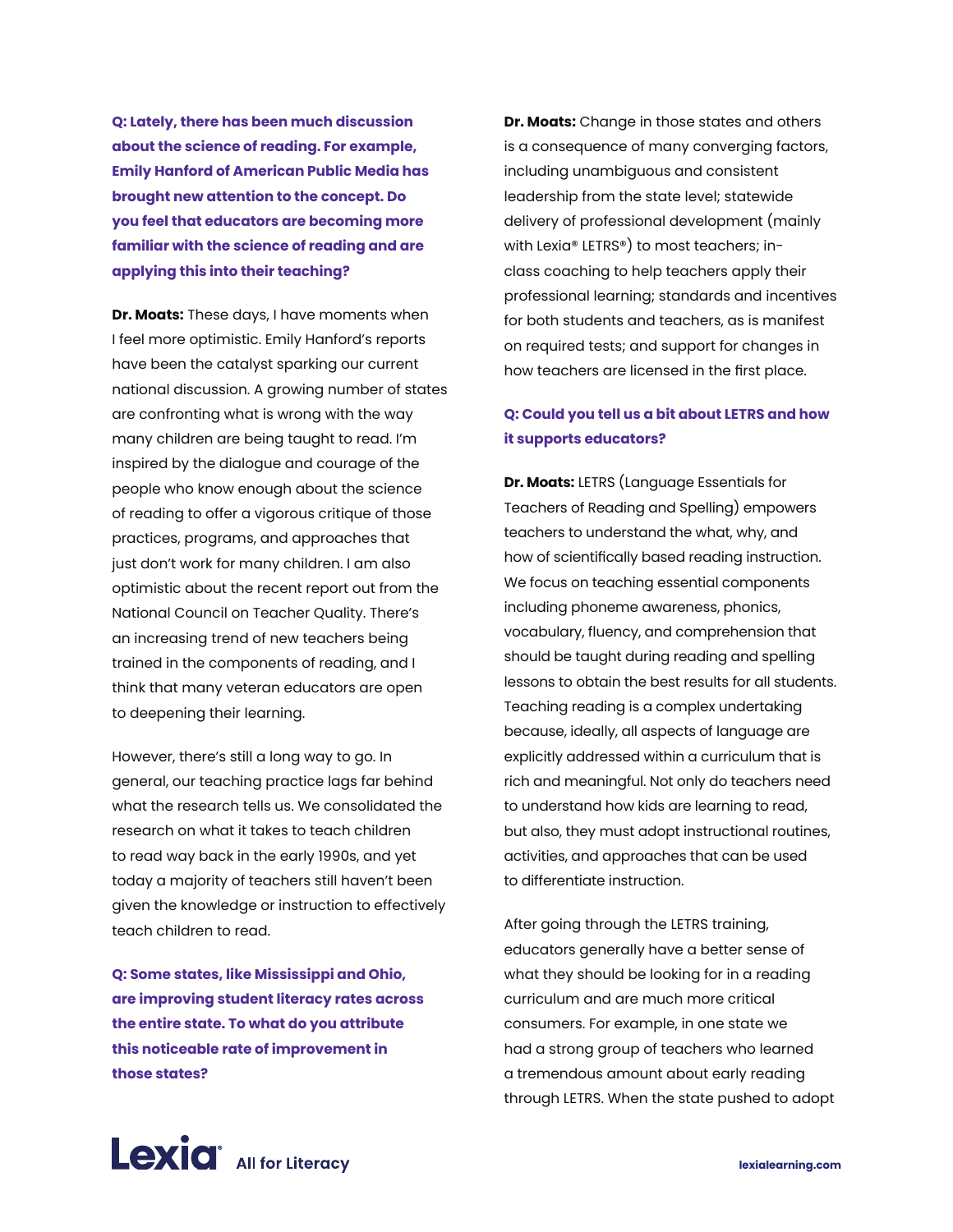**Q: Lately, there has been much discussion about the science of reading. For example, Emily Hanford of American Public Media has brought new attention to the concept. Do you feel that educators are becoming more familiar with the science of reading and are applying this into their teaching?**

**Dr. Moats:** These days, I have moments when I feel more optimistic. Emily Hanford's reports have been the catalyst sparking our current national discussion. A growing number of states are confronting what is wrong with the way many children are being taught to read. I'm inspired by the dialogue and courage of the people who know enough about the science of reading to offer a vigorous critique of those practices, programs, and approaches that just don't work for many children. I am also optimistic about the recent report out from the National Council on Teacher Quality. There's an increasing trend of new teachers being trained in the components of reading, and I think that many veteran educators are open to deepening their learning.

However, there's still a long way to go. In general, our teaching practice lags far behind what the research tells us. We consolidated the research on what it takes to teach children to read way back in the early 1990s, and yet today a majority of teachers still haven't been given the knowledge or instruction to effectively teach children to read.

**Q: Some states, like Mississippi and Ohio, are improving student literacy rates across the entire state. To what do you attribute this noticeable rate of improvement in those states?**

**Dr. Moats:** Change in those states and others is a consequence of many converging factors, including unambiguous and consistent leadership from the state level; statewide delivery of professional development (mainly with Lexia® LETRS®) to most teachers; in-class coaching to help teachers apply their professional learning; standards and incentives for both students and teachers, as is manifest on required tests; and support for changes in how teachers are licensed in the first place.

**Q: Could you tell us a bit about LETRS and how it supports educators?**

**Dr. Moats:** LETRS (Language Essentials for Teachers of Reading and Spelling) empowers teachers to understand the what, why, and how of scientifically based reading instruction. We focus on teaching essential components including phoneme awareness, phonics, vocabulary, fluency, and comprehension that should be taught during reading and spelling lessons to obtain the best results for all students. Teaching reading is a complex undertaking because, ideally, all aspects of language are explicitly addressed within a curriculum that is rich and meaningful. Not only do teachers need to understand how kids are learning to read, but also, they must adopt instructional routines, activities, and approaches that can be used to differentiate instruction.

After going through the LETRS training, educators generally have a better sense of what they should be looking for in a reading curriculum and are much more critical consumers. For example, in one state we had a strong group of teachers who learned a tremendous amount about early reading through LETRS. When the state pushed to adopt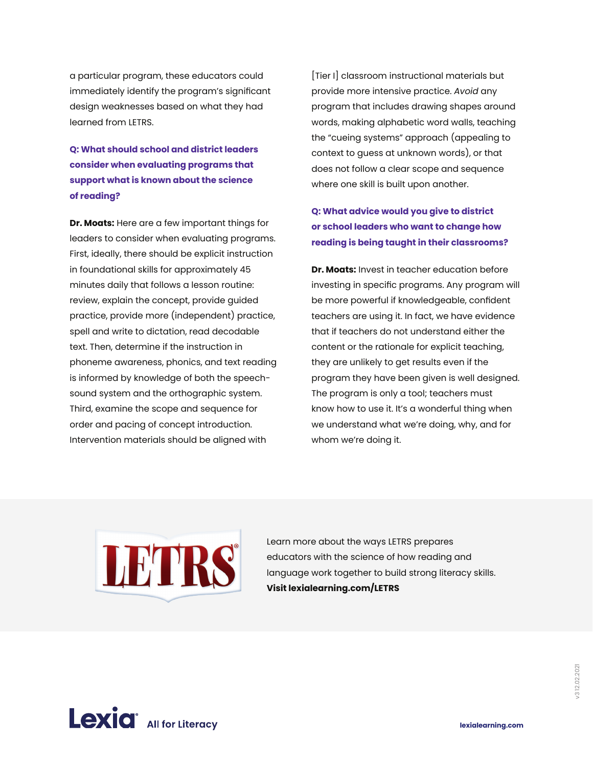a particular program, these educators could immediately identify the program's significant design weaknesses based on what they had learned from LETRS.

**Q: What should school and district leaders consider when evaluating programs that support what is known about the science of reading?**

**Dr. Moats:** Here are a few important things for leaders to consider when evaluating programs. First, ideally, there should be explicit instruction in foundational skills for approximately 45 minutes daily that follows a lesson routine: review, explain the concept, provide guided practice, provide more (independent) practice, spell and write to dictation, read decodable text. Then, determine if the instruction in phoneme awareness, phonics, and text reading is informed by knowledge of both the speech-sound system and the orthographic system. Third, examine the scope and sequence for order and pacing of concept introduction. Intervention materials should be aligned with [Tier I] classroom instructional materials but provide more intensive practice. *Avoid* any program that includes drawing shapes around words, making alphabetic word walls, teaching the "cueing systems" approach (appealing to context to guess at unknown words), or that does not follow a clear scope and sequence where one skill is built upon another.

**Q: What advice would you give to district or school leaders who want to change how reading is being taught in their classrooms?**

**Dr. Moats:** Invest in teacher education before investing in specific programs. Any program will be more powerful if knowledgeable, confident teachers are using it. In fact, we have evidence that if teachers do not understand either the content or the rationale for explicit teaching, they are unlikely to get results even if the program they have been given is well designed. The program is only a tool; teachers must know how to use it. It's a wonderful thing when we understand what we're doing, why, and for whom we're doing it.

LETRS®

Learn more about the ways LETRS prepares educators with the science of how reading and language work together to build strong literacy skills.
**Visit lexialearning.com/LETRS**

v3 12.02.2021

Lexia® All for Literacy

lexialearning.com